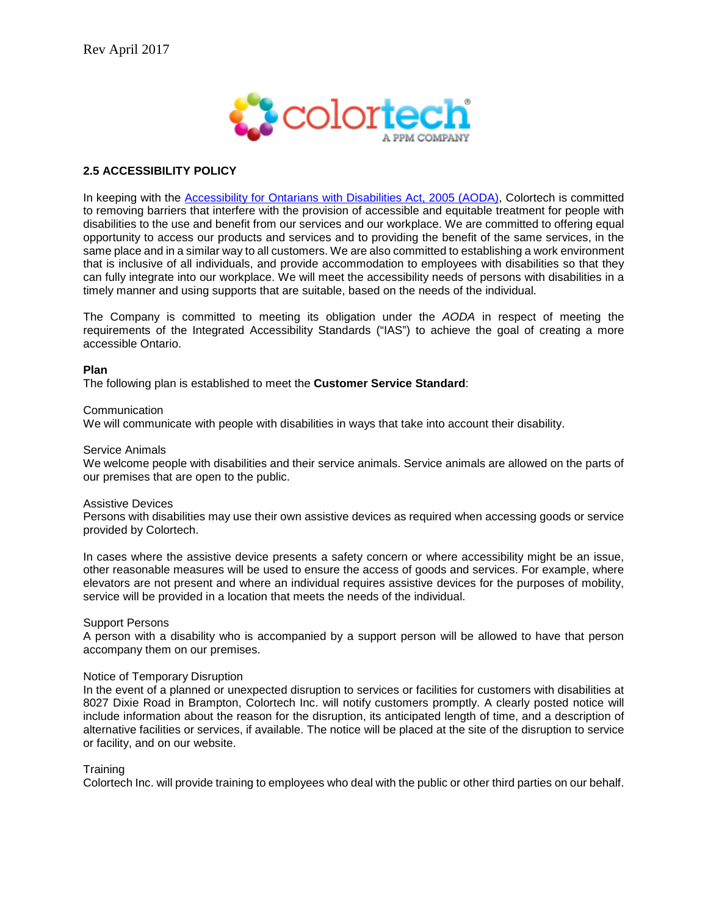Rev April 2017

## 2.5 ACCESSIBILITY POLICY

In keeping with the Accessibility for Ontarians with Disabilities Act, 2005 (AODA), Colortech is committed to removing barriers that interfere with the provision of accessible and equitable treatment for people with disabilities to the use and benefit from our services and our workplace. We are committed to offering equal opportunity to access our products and services and to providing the benefit of the same services, in the same place and in a similar way to all customers. We are also committed to establishing a work environment that is inclusive of all individuals, and provide accommodation to employees with disabilities so that they can fully integrate into our workplace. We will meet the accessibility needs of persons with disabilities in a timely manner and using supports that are suitable, based on the needs of the individual.

The Company is committed to meeting its obligation under the *AODA* in respect of meeting the requirements of the Integrated Accessibility Standards ("IAS") to achieve the goal of creating a more accessible Ontario.

**Plan**

The following plan is established to meet the **Customer Service Standard**:

Communication

We will communicate with people with disabilities in ways that take into account their disability.

Service Animals

We welcome people with disabilities and their service animals. Service animals are allowed on the parts of our premises that are open to the public.

Assistive Devices

Persons with disabilities may use their own assistive devices as required when accessing goods or service provided by Colortech.

In cases where the assistive device presents a safety concern or where accessibility might be an issue, other reasonable measures will be used to ensure the access of goods and services. For example, where elevators are not present and where an individual requires assistive devices for the purposes of mobility, service will be provided in a location that meets the needs of the individual.

Support Persons

A person with a disability who is accompanied by a support person will be allowed to have that person accompany them on our premises.

Notice of Temporary Disruption

In the event of a planned or unexpected disruption to services or facilities for customers with disabilities at 8027 Dixie Road in Brampton, Colortech Inc. will notify customers promptly. A clearly posted notice will include information about the reason for the disruption, its anticipated length of time, and a description of alternative facilities or services, if available. The notice will be placed at the site of the disruption to service or facility, and on our website.

Training

Colortech Inc. will provide training to employees who deal with the public or other third parties on our behalf.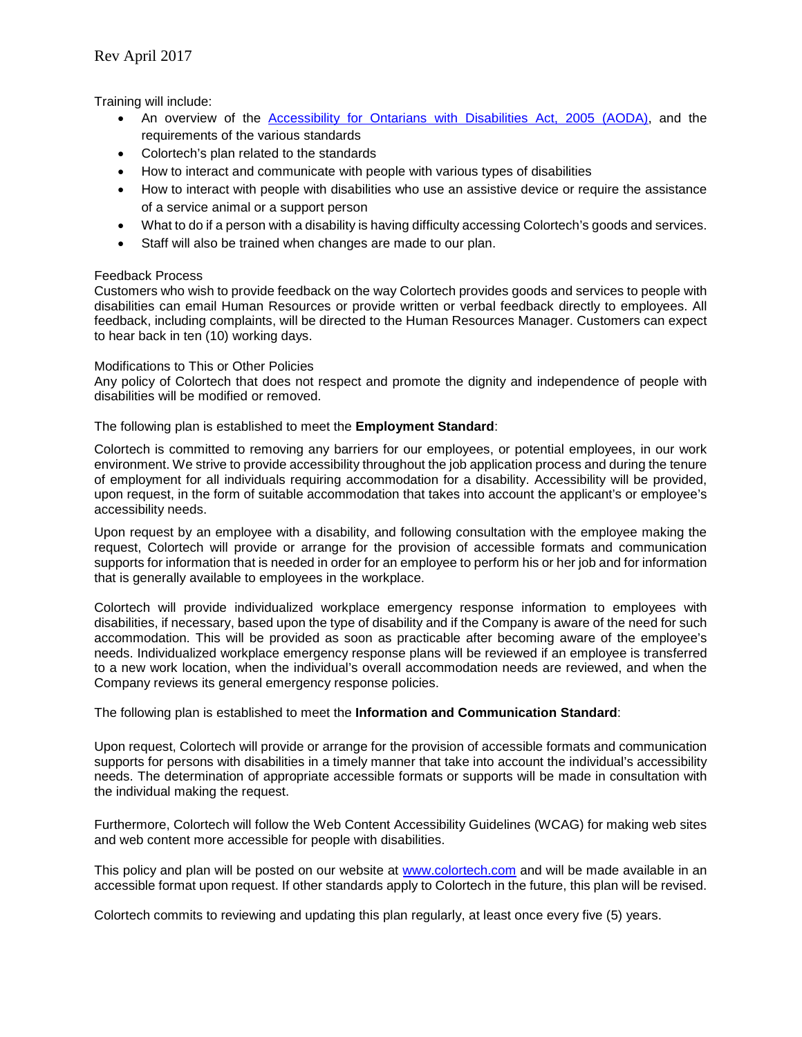Training will include:

- An overview of the [Accessibility for Ontarians with Disabilities Act, 2005 (AODA)](), and the requirements of the various standards
- Colortech's plan related to the standards
- How to interact and communicate with people with various types of disabilities
- How to interact with people with disabilities who use an assistive device or require the assistance of a service animal or a support person
- What to do if a person with a disability is having difficulty accessing Colortech's goods and services.
- Staff will also be trained when changes are made to our plan.

Feedback Process

Customers who wish to provide feedback on the way Colortech provides goods and services to people with disabilities can email Human Resources or provide written or verbal feedback directly to employees. All feedback, including complaints, will be directed to the Human Resources Manager. Customers can expect to hear back in ten (10) working days.

Modifications to This or Other Policies

Any policy of Colortech that does not respect and promote the dignity and independence of people with disabilities will be modified or removed.

The following plan is established to meet the **Employment Standard**:

Colortech is committed to removing any barriers for our employees, or potential employees, in our work environment. We strive to provide accessibility throughout the job application process and during the tenure of employment for all individuals requiring accommodation for a disability. Accessibility will be provided, upon request, in the form of suitable accommodation that takes into account the applicant's or employee's accessibility needs.

Upon request by an employee with a disability, and following consultation with the employee making the request, Colortech will provide or arrange for the provision of accessible formats and communication supports for information that is needed in order for an employee to perform his or her job and for information that is generally available to employees in the workplace.

Colortech will provide individualized workplace emergency response information to employees with disabilities, if necessary, based upon the type of disability and if the Company is aware of the need for such accommodation. This will be provided as soon as practicable after becoming aware of the employee's needs. Individualized workplace emergency response plans will be reviewed if an employee is transferred to a new work location, when the individual's overall accommodation needs are reviewed, and when the Company reviews its general emergency response policies.

The following plan is established to meet the **Information and Communication Standard**:

Upon request, Colortech will provide or arrange for the provision of accessible formats and communication supports for persons with disabilities in a timely manner that take into account the individual's accessibility needs. The determination of appropriate accessible formats or supports will be made in consultation with the individual making the request.

Furthermore, Colortech will follow the Web Content Accessibility Guidelines (WCAG) for making web sites and web content more accessible for people with disabilities.

This policy and plan will be posted on our website at [www.colortech.com](www.colortech.com) and will be made available in an accessible format upon request. If other standards apply to Colortech in the future, this plan will be revised.

Colortech commits to reviewing and updating this plan regularly, at least once every five (5) years.